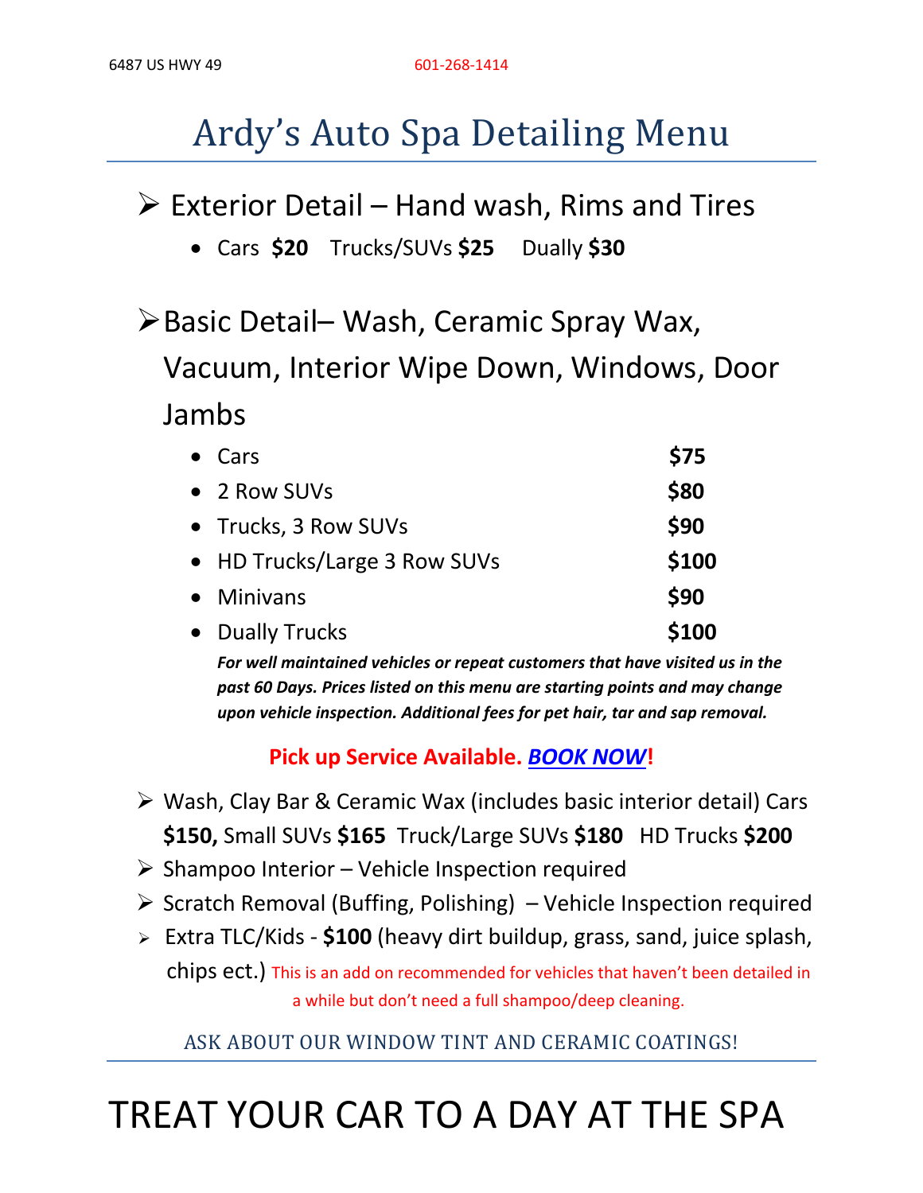6487 US HWY 49 601-268-1414

# Ardy's Auto Spa Detailing Menu

## Exterior Detail – Hand wash, Rims and Tires

- Cars **$20** Trucks/SUVs **$25** Dually **$30**

## Basic Detail– Wash, Ceramic Spray Wax, Vacuum, Interior Wipe Down, Windows, Door Jambs

| | |
|---|---|
| Cars | **$75** |
| 2 Row SUVs | **$80** |
| Trucks, 3 Row SUVs | **$90** |
| HD Trucks/Large 3 Row SUVs | **$100** |
| Minivans | **$90** |
| Dually Trucks | **$100** |

***For well maintained vehicles or repeat customers that have visited us in the past 60 Days. Prices listed on this menu are starting points and may change upon vehicle inspection. Additional fees for pet hair, tar and sap removal.***

**Pick up Service Available. *BOOK NOW*!**

- Wash, Clay Bar & Ceramic Wax (includes basic interior detail) Cars **$150,** Small SUVs **$165** Truck/Large SUVs **$180** HD Trucks **$200**
- Shampoo Interior – Vehicle Inspection required
- Scratch Removal (Buffing, Polishing) – Vehicle Inspection required
- Extra TLC/Kids - **$100** (heavy dirt buildup, grass, sand, juice splash, chips ect.) This is an add on recommended for vehicles that haven't been detailed in a while but don't need a full shampoo/deep cleaning.

ASK ABOUT OUR WINDOW TINT AND CERAMIC COATINGS!

# TREAT YOUR CAR TO A DAY AT THE SPA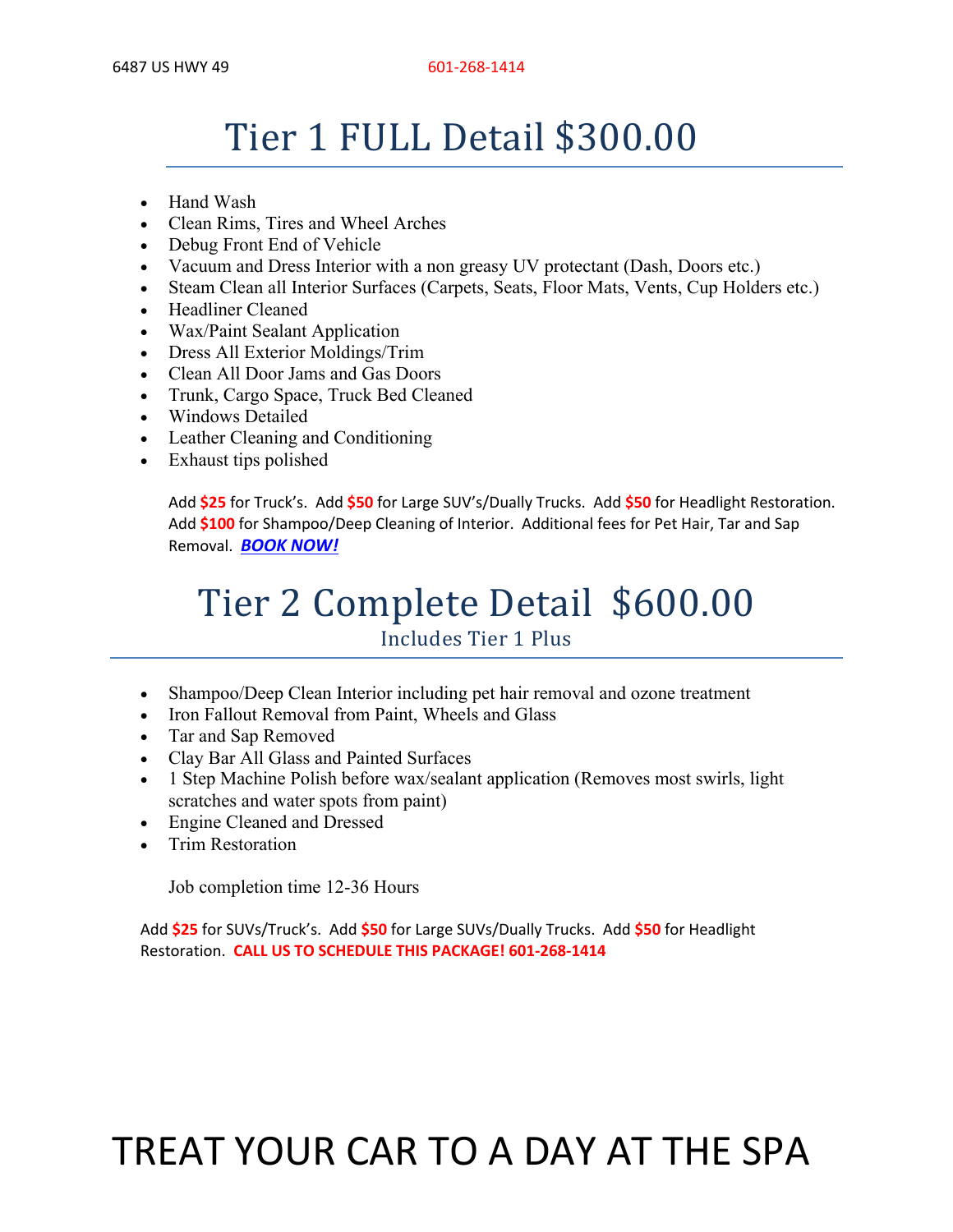6487 US HWY 49 601-268-1414

# Tier 1 FULL Detail $300.00

- Hand Wash
- Clean Rims, Tires and Wheel Arches
- Debug Front End of Vehicle
- Vacuum and Dress Interior with a non greasy UV protectant (Dash, Doors etc.)
- Steam Clean all Interior Surfaces (Carpets, Seats, Floor Mats, Vents, Cup Holders etc.)
- Headliner Cleaned
- Wax/Paint Sealant Application
- Dress All Exterior Moldings/Trim
- Clean All Door Jams and Gas Doors
- Trunk, Cargo Space, Truck Bed Cleaned
- Windows Detailed
- Leather Cleaning and Conditioning
- Exhaust tips polished

Add **$25** for Truck's. Add **$50** for Large SUV's/Dually Trucks. Add **$50** for Headlight Restoration. Add **$100** for Shampoo/Deep Cleaning of Interior. Additional fees for Pet Hair, Tar and Sap Removal. ***BOOK NOW!***

# Tier 2 Complete Detail $600.00

## Includes Tier 1 Plus

- Shampoo/Deep Clean Interior including pet hair removal and ozone treatment
- Iron Fallout Removal from Paint, Wheels and Glass
- Tar and Sap Removed
- Clay Bar All Glass and Painted Surfaces
- 1 Step Machine Polish before wax/sealant application (Removes most swirls, light scratches and water spots from paint)
- Engine Cleaned and Dressed
- Trim Restoration

Job completion time 12-36 Hours

Add **$25** for SUVs/Truck's. Add **$50** for Large SUVs/Dually Trucks. Add **$50** for Headlight Restoration. **CALL US TO SCHEDULE THIS PACKAGE! 601-268-1414**

# TREAT YOUR CAR TO A DAY AT THE SPA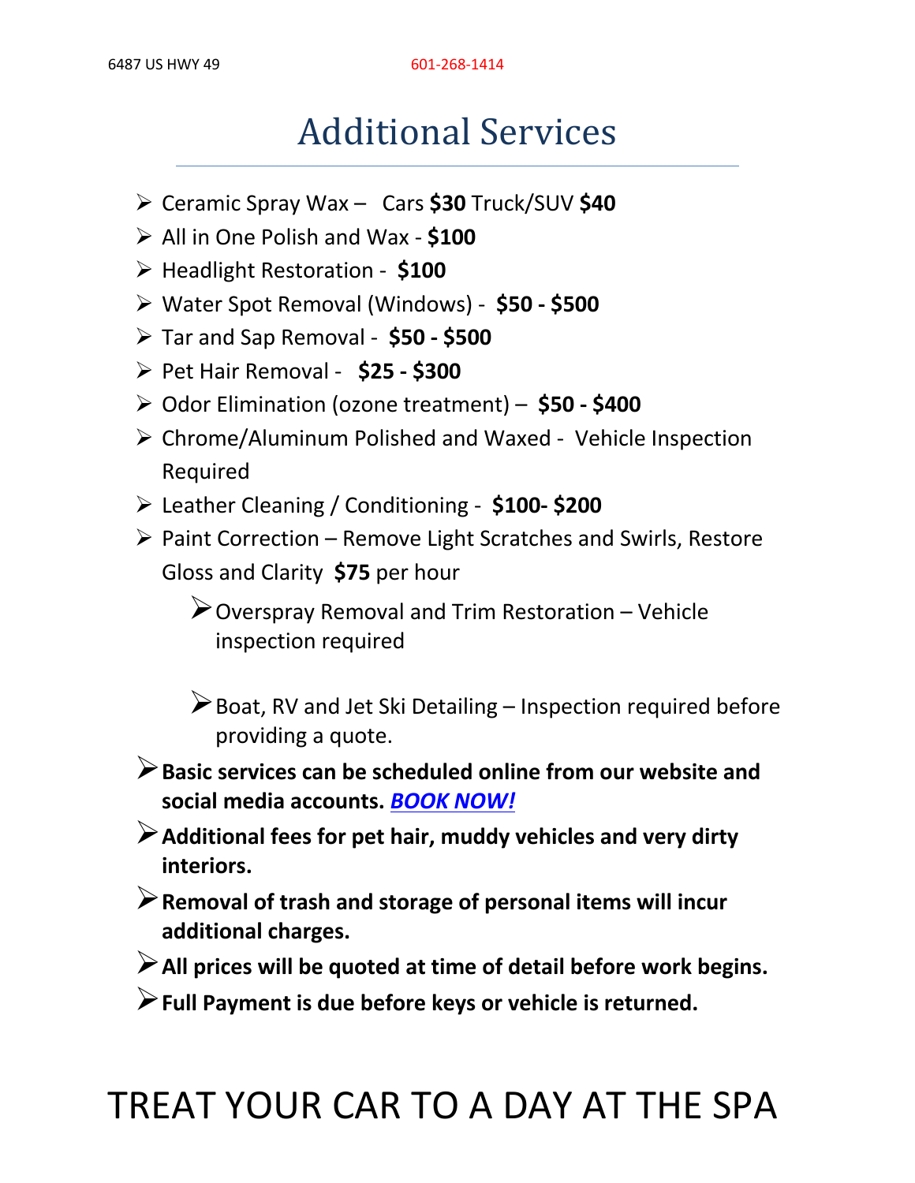6487 US HWY 49 601-268-1414

# Additional Services

- Ceramic Spray Wax – Cars **$30** Truck/SUV **$40**
- All in One Polish and Wax - **$100**
- Headlight Restoration - **$100**
- Water Spot Removal (Windows) - **$50 - $500**
- Tar and Sap Removal - **$50 - $500**
- Pet Hair Removal - **$25 - $300**
- Odor Elimination (ozone treatment) – **$50 - $400**
- Chrome/Aluminum Polished and Waxed - Vehicle Inspection Required
- Leather Cleaning / Conditioning - **$100- $200**
- Paint Correction – Remove Light Scratches and Swirls, Restore Gloss and Clarity **$75** per hour
  - Overspray Removal and Trim Restoration – Vehicle inspection required
  - Boat, RV and Jet Ski Detailing – Inspection required before providing a quote.
- **Basic services can be scheduled online from our website and social media accounts. *BOOK NOW!***
- **Additional fees for pet hair, muddy vehicles and very dirty interiors.**
- **Removal of trash and storage of personal items will incur additional charges.**
- **All prices will be quoted at time of detail before work begins.**
- **Full Payment is due before keys or vehicle is returned.**

TREAT YOUR CAR TO A DAY AT THE SPA